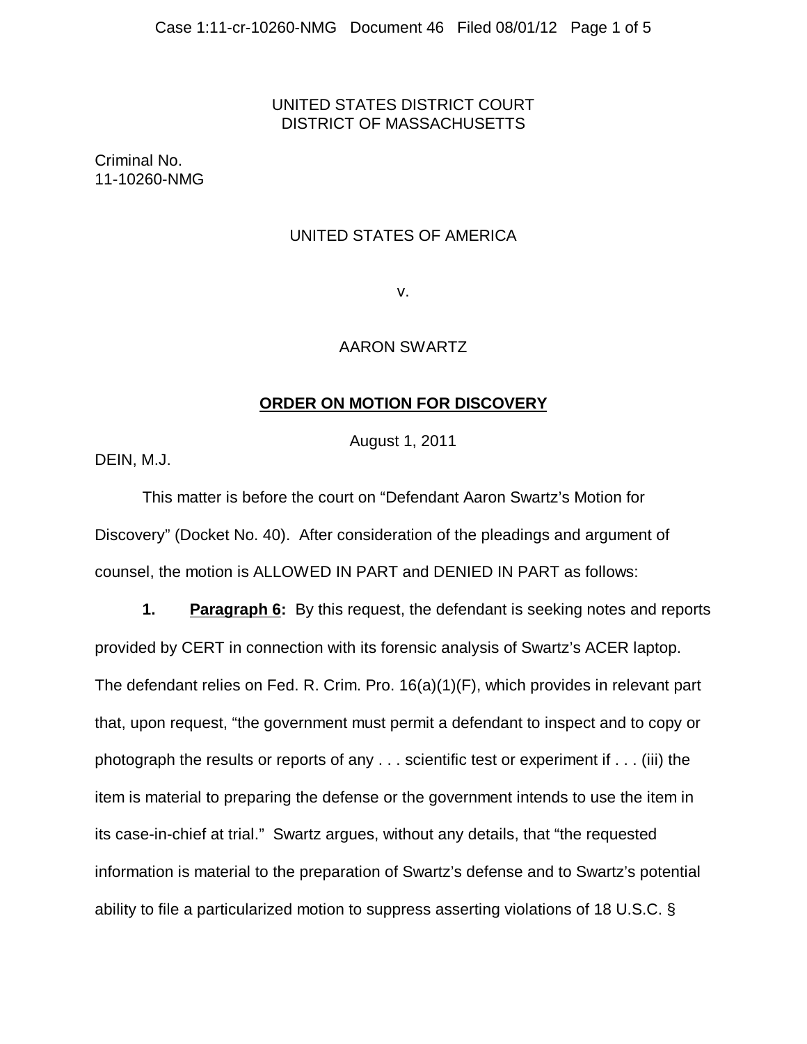UNITED STATES DISTRICT COURT
DISTRICT OF MASSACHUSETTS

Criminal No.
11-10260-NMG

UNITED STATES OF AMERICA

v.

AARON SWARTZ

## **ORDER ON MOTION FOR DISCOVERY**

August 1, 2011

DEIN, M.J.

This matter is before the court on "Defendant Aaron Swartz's Motion for Discovery" (Docket No. 40). After consideration of the pleadings and argument of counsel, the motion is ALLOWED IN PART and DENIED IN PART as follows:

**1. Paragraph 6:** By this request, the defendant is seeking notes and reports provided by CERT in connection with its forensic analysis of Swartz's ACER laptop. The defendant relies on Fed. R. Crim. Pro. 16(a)(1)(F), which provides in relevant part that, upon request, "the government must permit a defendant to inspect and to copy or photograph the results or reports of any . . . scientific test or experiment if . . . (iii) the item is material to preparing the defense or the government intends to use the item in its case-in-chief at trial." Swartz argues, without any details, that "the requested information is material to the preparation of Swartz's defense and to Swartz's potential ability to file a particularized motion to suppress asserting violations of 18 U.S.C. §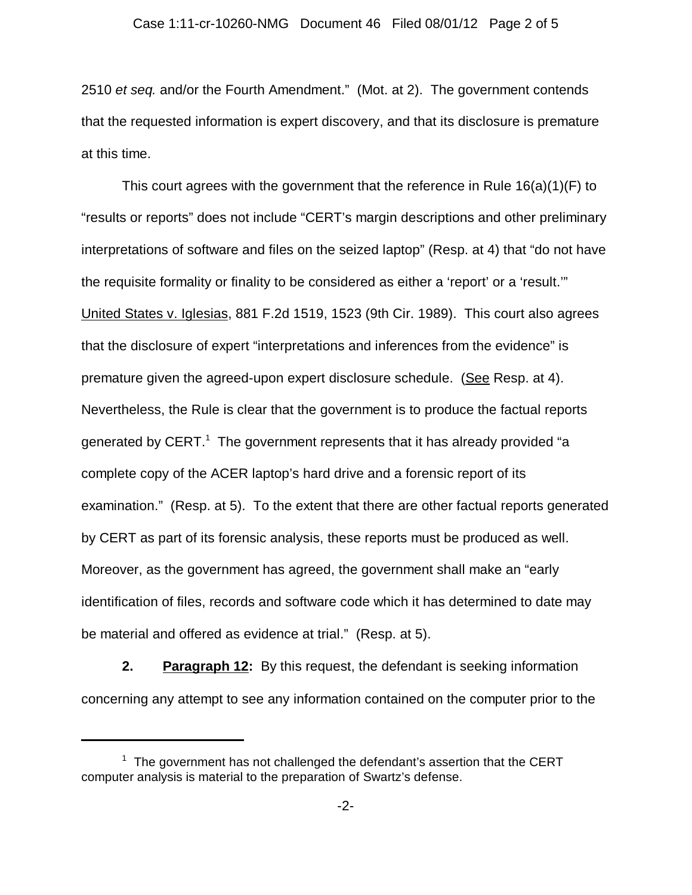2510 *et seq.* and/or the Fourth Amendment." (Mot. at 2). The government contends that the requested information is expert discovery, and that its disclosure is premature at this time.

This court agrees with the government that the reference in Rule 16(a)(1)(F) to "results or reports" does not include "CERT's margin descriptions and other preliminary interpretations of software and files on the seized laptop" (Resp. at 4) that "do not have the requisite formality or finality to be considered as either a 'report' or a 'result.'" United States v. Iglesias, 881 F.2d 1519, 1523 (9th Cir. 1989). This court also agrees that the disclosure of expert "interpretations and inferences from the evidence" is premature given the agreed-upon expert disclosure schedule. (See Resp. at 4). Nevertheless, the Rule is clear that the government is to produce the factual reports generated by CERT.[1] The government represents that it has already provided "a complete copy of the ACER laptop's hard drive and a forensic report of its examination." (Resp. at 5). To the extent that there are other factual reports generated by CERT as part of its forensic analysis, these reports must be produced as well. Moreover, as the government has agreed, the government shall make an "early identification of files, records and software code which it has determined to date may be material and offered as evidence at trial." (Resp. at 5).

**2. Paragraph 12:** By this request, the defendant is seeking information concerning any attempt to see any information contained on the computer prior to the

[1] The government has not challenged the defendant's assertion that the CERT computer analysis is material to the preparation of Swartz's defense.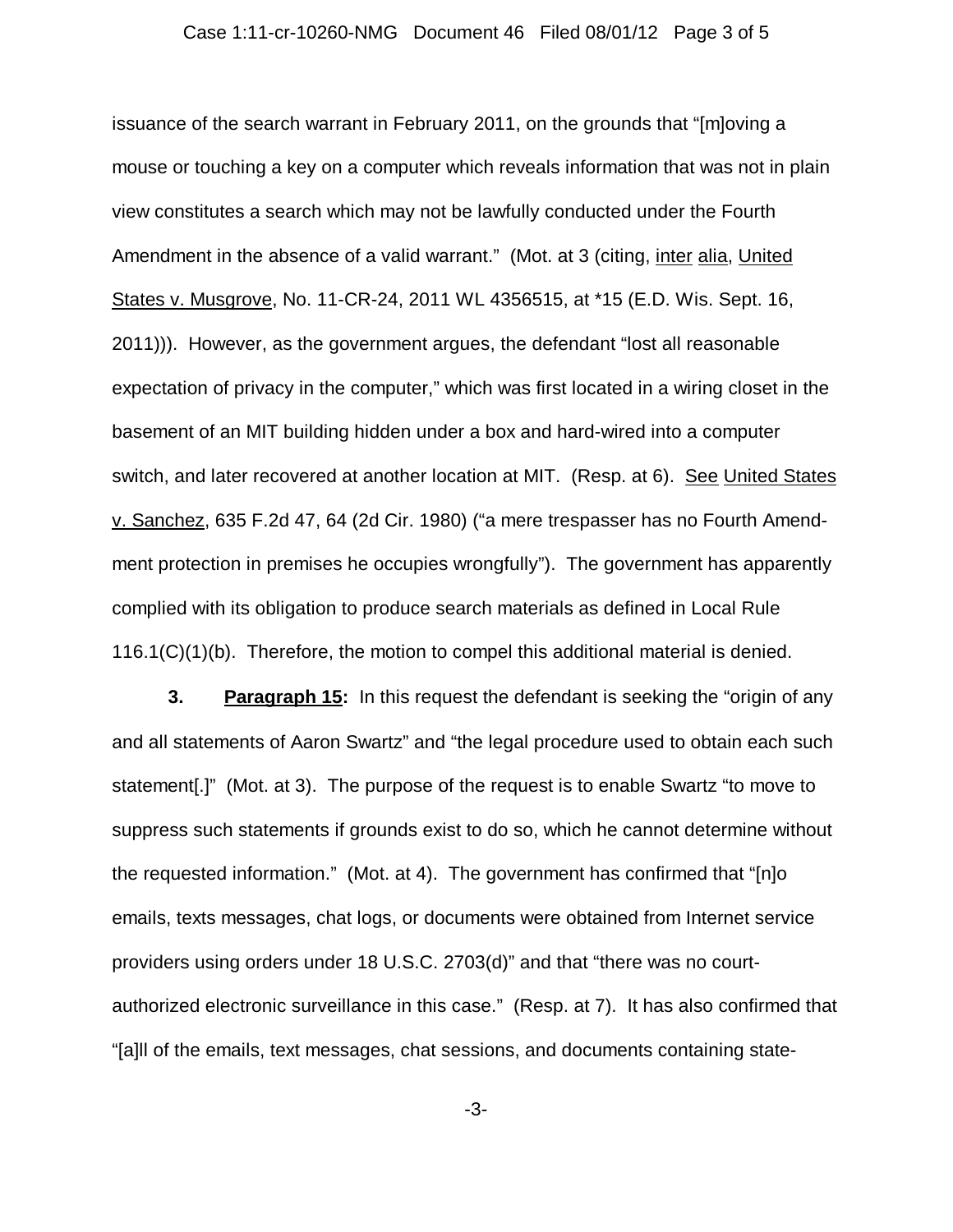issuance of the search warrant in February 2011, on the grounds that "[m]oving a mouse or touching a key on a computer which reveals information that was not in plain view constitutes a search which may not be lawfully conducted under the Fourth Amendment in the absence of a valid warrant." (Mot. at 3 (citing, inter alia, United States v. Musgrove, No. 11-CR-24, 2011 WL 4356515, at *15 (E.D. Wis. Sept. 16, 2011))). However, as the government argues, the defendant "lost all reasonable expectation of privacy in the computer," which was first located in a wiring closet in the basement of an MIT building hidden under a box and hard-wired into a computer switch, and later recovered at another location at MIT. (Resp. at 6). See United States v. Sanchez, 635 F.2d 47, 64 (2d Cir. 1980) ("a mere trespasser has no Fourth Amendment protection in premises he occupies wrongfully"). The government has apparently complied with its obligation to produce search materials as defined in Local Rule 116.1(C)(1)(b). Therefore, the motion to compel this additional material is denied.

**3. Paragraph 15:** In this request the defendant is seeking the "origin of any and all statements of Aaron Swartz" and "the legal procedure used to obtain each such statement[.]" (Mot. at 3). The purpose of the request is to enable Swartz "to move to suppress such statements if grounds exist to do so, which he cannot determine without the requested information." (Mot. at 4). The government has confirmed that "[n]o emails, texts messages, chat logs, or documents were obtained from Internet service providers using orders under 18 U.S.C. 2703(d)" and that "there was no court-authorized electronic surveillance in this case." (Resp. at 7). It has also confirmed that "[a]ll of the emails, text messages, chat sessions, and documents containing state-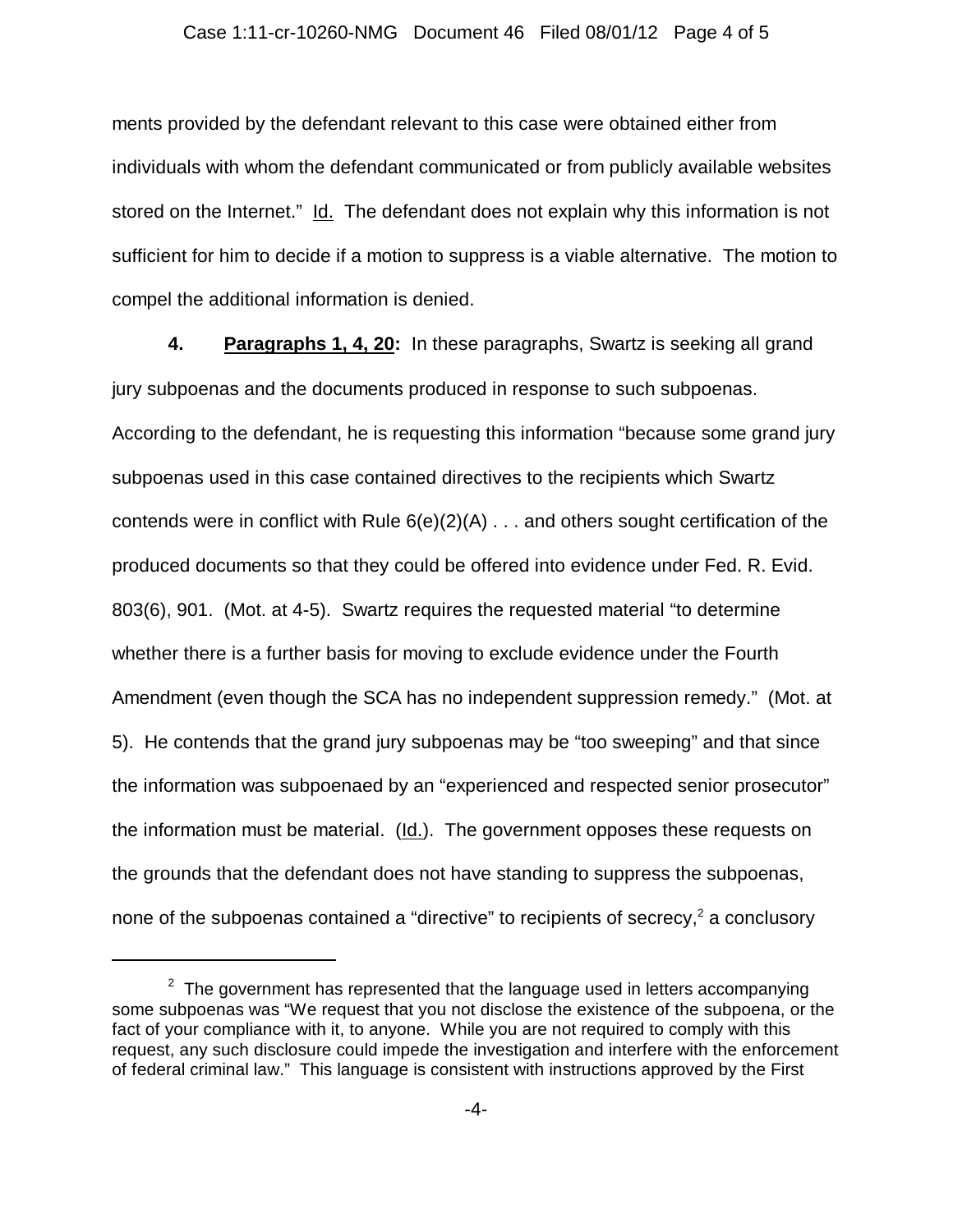ments provided by the defendant relevant to this case were obtained either from individuals with whom the defendant communicated or from publicly available websites stored on the Internet." Id. The defendant does not explain why this information is not sufficient for him to decide if a motion to suppress is a viable alternative. The motion to compel the additional information is denied.

**4. Paragraphs 1, 4, 20:** In these paragraphs, Swartz is seeking all grand jury subpoenas and the documents produced in response to such subpoenas. According to the defendant, he is requesting this information "because some grand jury subpoenas used in this case contained directives to the recipients which Swartz contends were in conflict with Rule 6(e)(2)(A) . . . and others sought certification of the produced documents so that they could be offered into evidence under Fed. R. Evid. 803(6), 901. (Mot. at 4-5). Swartz requires the requested material "to determine whether there is a further basis for moving to exclude evidence under the Fourth Amendment (even though the SCA has no independent suppression remedy." (Mot. at 5). He contends that the grand jury subpoenas may be "too sweeping" and that since the information was subpoenaed by an "experienced and respected senior prosecutor" the information must be material. (Id.). The government opposes these requests on the grounds that the defendant does not have standing to suppress the subpoenas, none of the subpoenas contained a "directive" to recipients of secrecy,[2] a conclusory

---

[2] The government has represented that the language used in letters accompanying some subpoenas was "We request that you not disclose the existence of the subpoena, or the fact of your compliance with it, to anyone. While you are not required to comply with this request, any such disclosure could impede the investigation and interfere with the enforcement of federal criminal law." This language is consistent with instructions approved by the First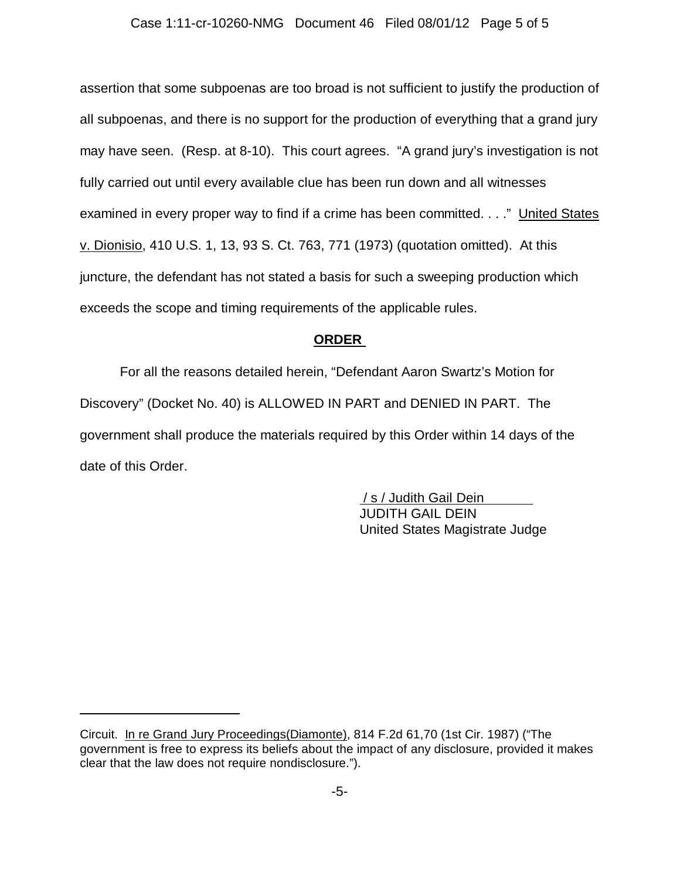assertion that some subpoenas are too broad is not sufficient to justify the production of all subpoenas, and there is no support for the production of everything that a grand jury may have seen. (Resp. at 8-10). This court agrees. "A grand jury's investigation is not fully carried out until every available clue has been run down and all witnesses examined in every proper way to find if a crime has been committed. . . ." United States v. Dionisio, 410 U.S. 1, 13, 93 S. Ct. 763, 771 (1973) (quotation omitted). At this juncture, the defendant has not stated a basis for such a sweeping production which exceeds the scope and timing requirements of the applicable rules.

## ORDER

For all the reasons detailed herein, "Defendant Aaron Swartz's Motion for Discovery" (Docket No. 40) is ALLOWED IN PART and DENIED IN PART. The government shall produce the materials required by this Order within 14 days of the date of this Order.

/ s / Judith Gail Dein
JUDITH GAIL DEIN
United States Magistrate Judge

---

Circuit. In re Grand Jury Proceedings(Diamonte), 814 F.2d 61,70 (1st Cir. 1987) ("The government is free to express its beliefs about the impact of any disclosure, provided it makes clear that the law does not require nondisclosure.").